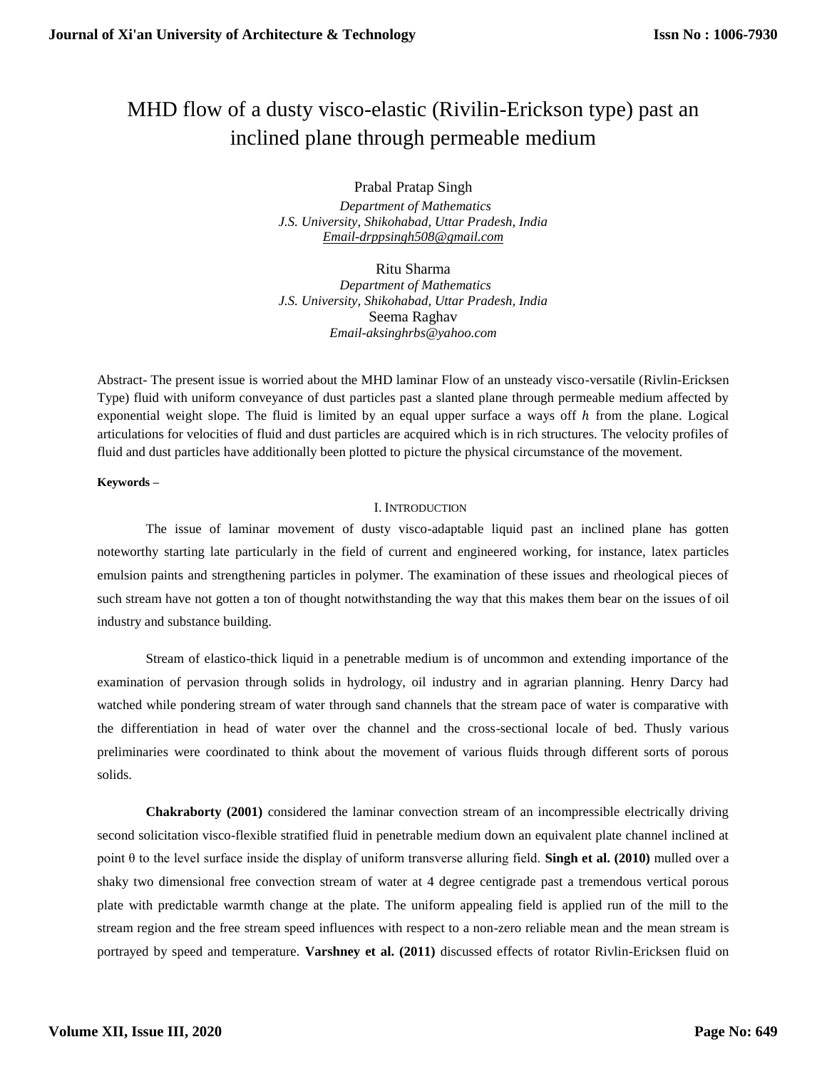# MHD flow of a dusty visco-elastic (Rivilin-Erickson type) past an inclined plane through permeable medium

Prabal Pratap Singh
*Department of Mathematics*
*J.S. University, Shikohabad, Uttar Pradesh, India*
*Email-drppsingh508@gmail.com*

Ritu Sharma
*Department of Mathematics*
*J.S. University, Shikohabad, Uttar Pradesh, India*
Seema Raghav
*Email-aksinghrbs@yahoo.com*

Abstract- The present issue is worried about the MHD laminar Flow of an unsteady visco-versatile (Rivlin-Ericksen Type) fluid with uniform conveyance of dust particles past a slanted plane through permeable medium affected by exponential weight slope. The fluid is limited by an equal upper surface a ways off $h$ from the plane. Logical articulations for velocities of fluid and dust particles are acquired which is in rich structures. The velocity profiles of fluid and dust particles have additionally been plotted to picture the physical circumstance of the movement.

**Keywords –**

## I. Introduction

The issue of laminar movement of dusty visco-adaptable liquid past an inclined plane has gotten noteworthy starting late particularly in the field of current and engineered working, for instance, latex particles emulsion paints and strengthening particles in polymer. The examination of these issues and rheological pieces of such stream have not gotten a ton of thought notwithstanding the way that this makes them bear on the issues of oil industry and substance building.

Stream of elastico-thick liquid in a penetrable medium is of uncommon and extending importance of the examination of pervasion through solids in hydrology, oil industry and in agrarian planning. Henry Darcy had watched while pondering stream of water through sand channels that the stream pace of water is comparative with the differentiation in head of water over the channel and the cross-sectional locale of bed. Thusly various preliminaries were coordinated to think about the movement of various fluids through different sorts of porous solids.

**Chakraborty (2001)** considered the laminar convection stream of an incompressible electrically driving second solicitation visco-flexible stratified fluid in penetrable medium down an equivalent plate channel inclined at point θ to the level surface inside the display of uniform transverse alluring field. **Singh et al. (2010)** mulled over a shaky two dimensional free convection stream of water at 4 degree centigrade past a tremendous vertical porous plate with predictable warmth change at the plate. The uniform appealing field is applied run of the mill to the stream region and the free stream speed influences with respect to a non-zero reliable mean and the mean stream is portrayed by speed and temperature. **Varshney et al. (2011)** discussed effects of rotator Rivlin-Ericksen fluid on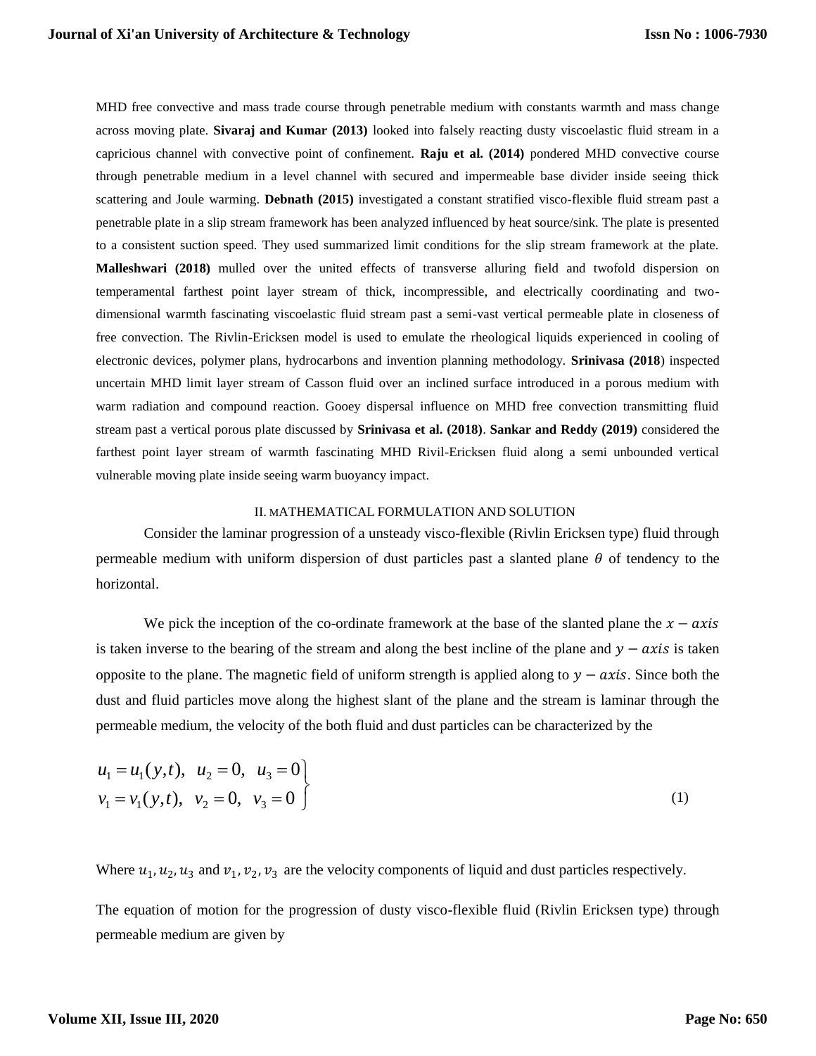MHD free convective and mass trade course through penetrable medium with constants warmth and mass change across moving plate. **Sivaraj and Kumar (2013)** looked into falsely reacting dusty viscoelastic fluid stream in a capricious channel with convective point of confinement. **Raju et al. (2014)** pondered MHD convective course through penetrable medium in a level channel with secured and impermeable base divider inside seeing thick scattering and Joule warming. **Debnath (2015)** investigated a constant stratified visco-flexible fluid stream past a penetrable plate in a slip stream framework has been analyzed influenced by heat source/sink. The plate is presented to a consistent suction speed. They used summarized limit conditions for the slip stream framework at the plate. **Malleshwari (2018)** mulled over the united effects of transverse alluring field and twofold dispersion on temperamental farthest point layer stream of thick, incompressible, and electrically coordinating and two-dimensional warmth fascinating viscoelastic fluid stream past a semi-vast vertical permeable plate in closeness of free convection. The Rivlin-Ericksen model is used to emulate the rheological liquids experienced in cooling of electronic devices, polymer plans, hydrocarbons and invention planning methodology. **Srinivasa (2018**) inspected uncertain MHD limit layer stream of Casson fluid over an inclined surface introduced in a porous medium with warm radiation and compound reaction. Gooey dispersal influence on MHD free convection transmitting fluid stream past a vertical porous plate discussed by **Srinivasa et al. (2018)**. **Sankar and Reddy (2019)** considered the farthest point layer stream of warmth fascinating MHD Rivil-Ericksen fluid along a semi unbounded vertical vulnerable moving plate inside seeing warm buoyancy impact.

## II. MATHEMATICAL FORMULATION AND SOLUTION

Consider the laminar progression of a unsteady visco-flexible (Rivlin Ericksen type) fluid through permeable medium with uniform dispersion of dust particles past a slanted plane $\theta$ of tendency to the horizontal.

We pick the inception of the co-ordinate framework at the base of the slanted plane the $x - axis$ is taken inverse to the bearing of the stream and along the best incline of the plane and $y - axis$ is taken opposite to the plane. The magnetic field of uniform strength is applied along to $y - axis$. Since both the dust and fluid particles move along the highest slant of the plane and the stream is laminar through the permeable medium, the velocity of the both fluid and dust particles can be characterized by the

$$\left.\begin{aligned} u_1 = u_1(y,t),\ \ u_2 = 0,\ \ u_3 = 0 \\ v_1 = v_1(y,t),\ \ v_2 = 0,\ \ v_3 = 0 \end{aligned}\right\} \tag{1}$$

Where $u_1, u_2, u_3$ and $v_1, v_2, v_3$ are the velocity components of liquid and dust particles respectively.

The equation of motion for the progression of dusty visco-flexible fluid (Rivlin Ericksen type) through permeable medium are given by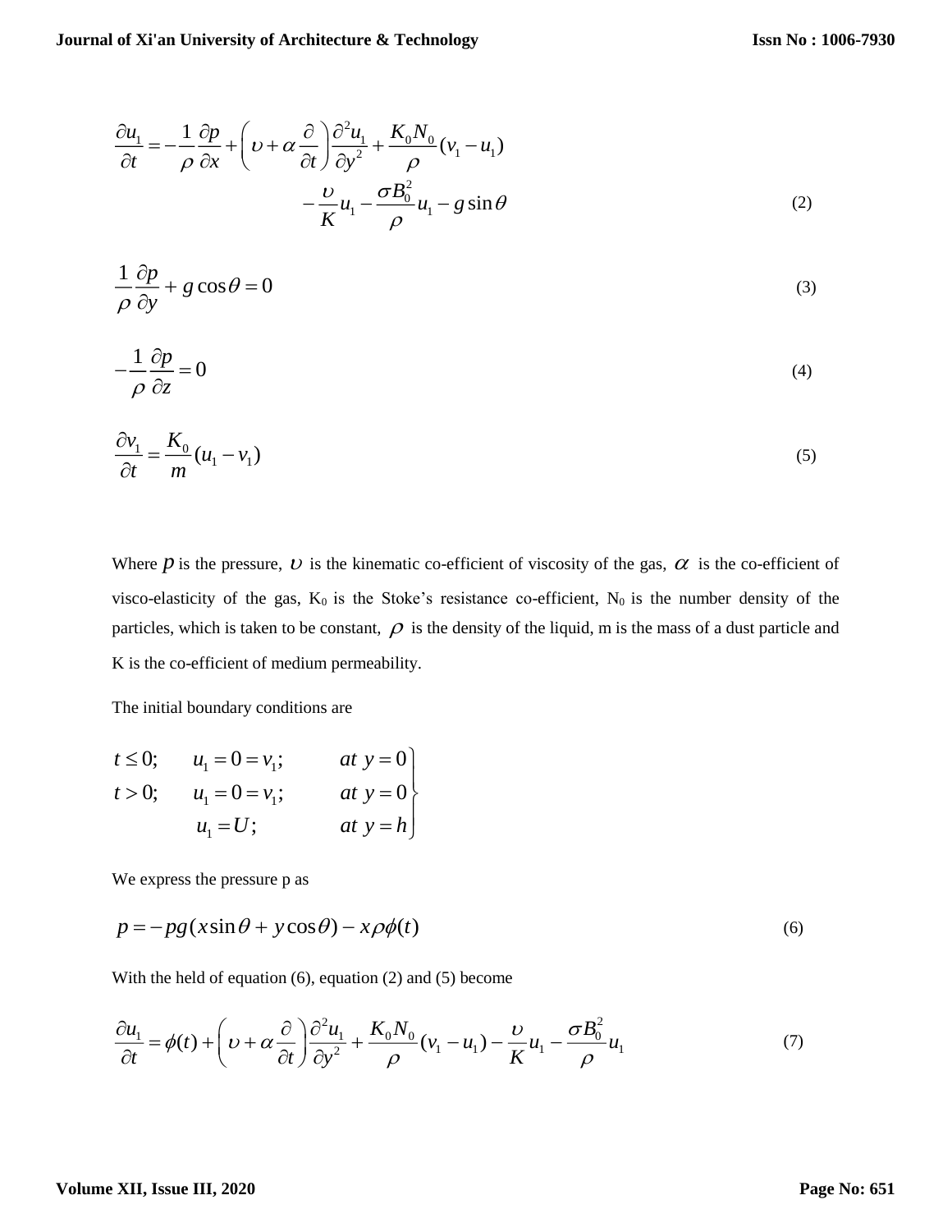$$\frac{\partial u_1}{\partial t} = -\frac{1}{\rho}\frac{\partial p}{\partial x} + \left(\upsilon + \alpha\frac{\partial}{\partial t}\right)\frac{\partial^2 u_1}{\partial y^2} + \frac{K_0 N_0}{\rho}(v_1 - u_1) - \frac{\upsilon}{K}u_1 - \frac{\sigma B_0^2}{\rho}u_1 - g\sin\theta \tag{2}$$

$$\frac{1}{\rho}\frac{\partial p}{\partial y} + g\cos\theta = 0 \tag{3}$$

$$-\frac{1}{\rho}\frac{\partial p}{\partial z} = 0 \tag{4}$$

$$\frac{\partial v_1}{\partial t} = \frac{K_0}{m}(u_1 - v_1) \tag{5}$$

Where $p$ is the pressure, $\upsilon$ is the kinematic co-efficient of viscosity of the gas, $\alpha$ is the co-efficient of visco-elasticity of the gas, $K_0$ is the Stoke's resistance co-efficient, $N_0$ is the number density of the particles, which is taken to be constant, $\rho$ is the density of the liquid, m is the mass of a dust particle and K is the co-efficient of medium permeability.

The initial boundary conditions are

$$\left.\begin{array}{lll} t \le 0; & u_1 = 0 = v_1; & at\ y = 0 \\ t > 0; & u_1 = 0 = v_1; & at\ y = 0 \\ & u_1 = U; & at\ y = h \end{array}\right\}$$

We express the pressure p as

$$p = -pg(x\sin\theta + y\cos\theta) - x\rho\phi(t) \tag{6}$$

With the held of equation (6), equation (2) and (5) become

$$\frac{\partial u_1}{\partial t} = \phi(t) + \left(\upsilon + \alpha\frac{\partial}{\partial t}\right)\frac{\partial^2 u_1}{\partial y^2} + \frac{K_0 N_0}{\rho}(v_1 - u_1) - \frac{\upsilon}{K}u_1 - \frac{\sigma B_0^2}{\rho}u_1 \tag{7}$$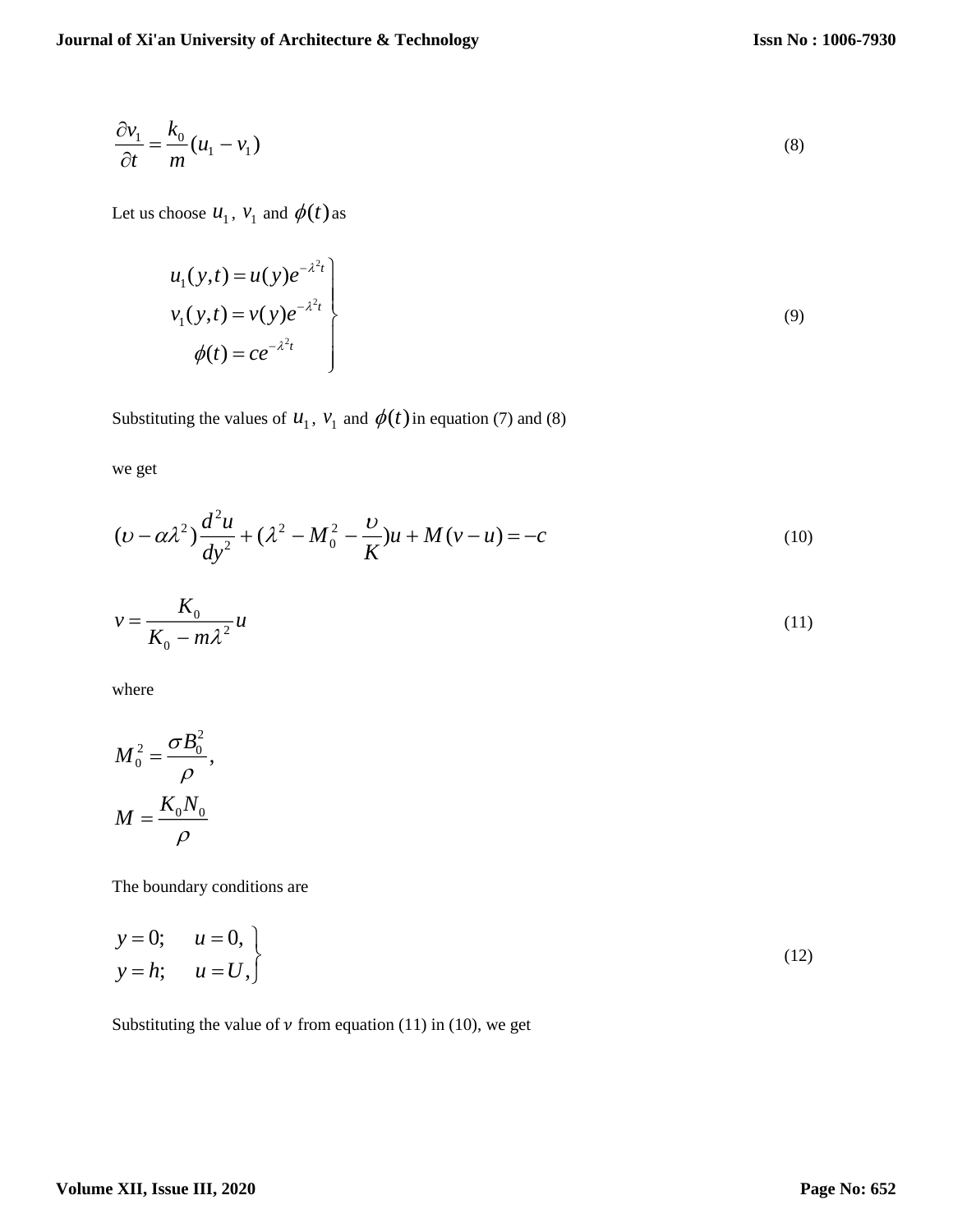$$\frac{\partial v_1}{\partial t} = \frac{k_0}{m}(u_1 - v_1) \tag{8}$$

Let us choose $u_1$, $v_1$ and $\phi(t)$ as

$$\left.\begin{aligned} u_1(y,t) &= u(y)e^{-\lambda^2 t} \\ v_1(y,t) &= v(y)e^{-\lambda^2 t} \\ \phi(t) &= ce^{-\lambda^2 t} \end{aligned}\right\} \tag{9}$$

Substituting the values of $u_1$, $v_1$ and $\phi(t)$ in equation (7) and (8)

we get

$$(\upsilon - \alpha\lambda^2)\frac{d^2 u}{dy^2} + (\lambda^2 - M_0^2 - \frac{\upsilon}{K})u + M(v - u) = -c \tag{10}$$

$$v = \frac{K_0}{K_0 - m\lambda^2}u \tag{11}$$

where

$$M_0^2 = \frac{\sigma B_0^2}{\rho},$$

$$M = \frac{K_0 N_0}{\rho}$$

The boundary conditions are

$$\left.\begin{aligned} y = 0; \quad & u = 0, \\ y = h; \quad & u = U, \end{aligned}\right\} \tag{12}$$

Substituting the value of $v$ from equation (11) in (10), we get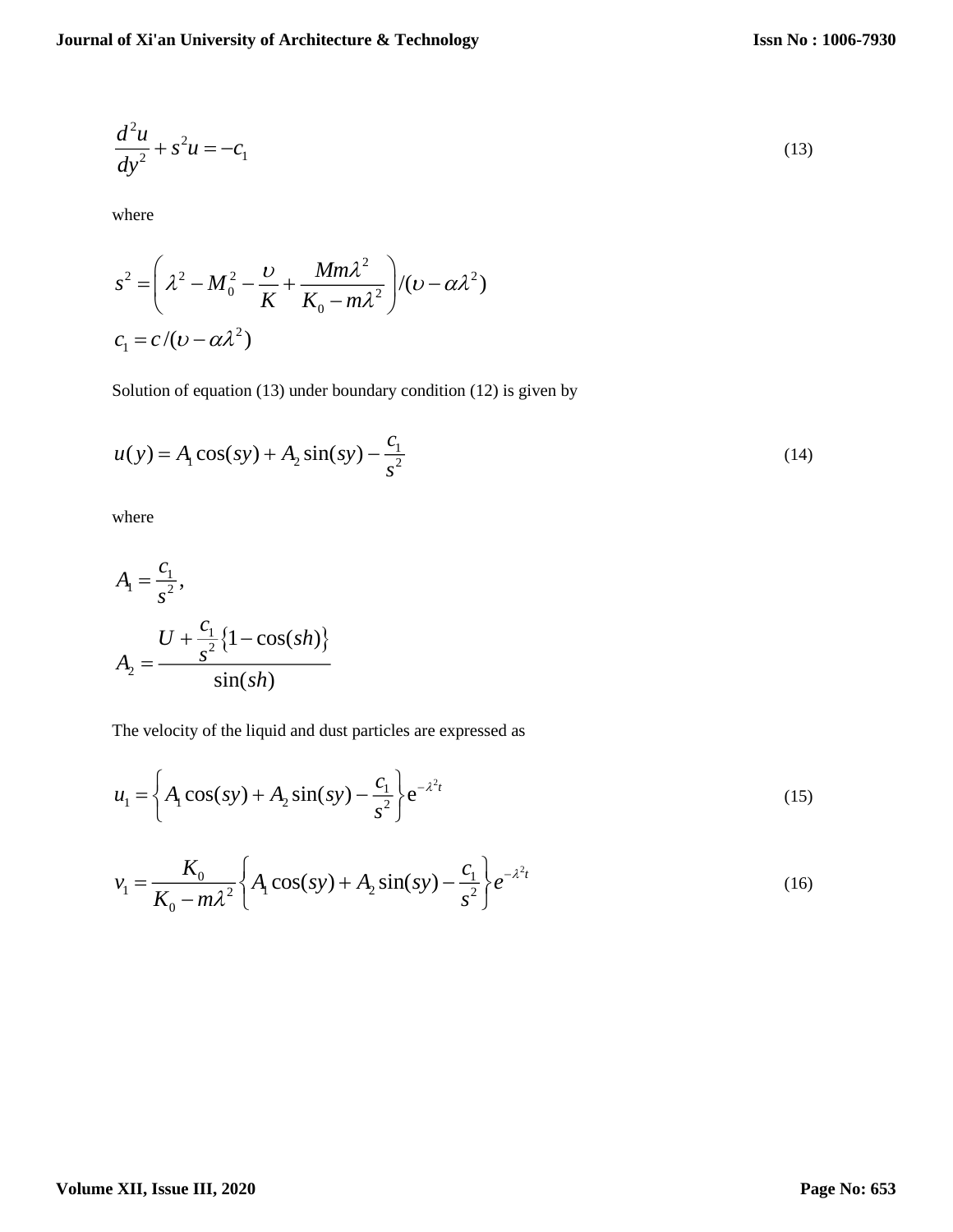$$\frac{d^2u}{dy^2} + s^2 u = -c_1 \tag{13}$$

where

$$s^2 = \left( \lambda^2 - M_0^2 - \frac{\upsilon}{K} + \frac{Mm\lambda^2}{K_0 - m\lambda^2} \right) / (\upsilon - \alpha\lambda^2)$$

$$c_1 = c / (\upsilon - \alpha\lambda^2)$$

Solution of equation (13) under boundary condition (12) is given by

$$u(y) = A_1 \cos(sy) + A_2 \sin(sy) - \frac{c_1}{s^2} \tag{14}$$

where

$$A_1 = \frac{c_1}{s^2},$$

$$A_2 = \frac{U + \frac{c_1}{s^2}\{1 - \cos(sh)\}}{\sin(sh)}$$

The velocity of the liquid and dust particles are expressed as

$$u_1 = \left\{ A_1 \cos(sy) + A_2 \sin(sy) - \frac{c_1}{s^2} \right\} e^{-\lambda^2 t} \tag{15}$$

$$v_1 = \frac{K_0}{K_0 - m\lambda^2} \left\{ A_1 \cos(sy) + A_2 \sin(sy) - \frac{c_1}{s^2} \right\} e^{-\lambda^2 t} \tag{16}$$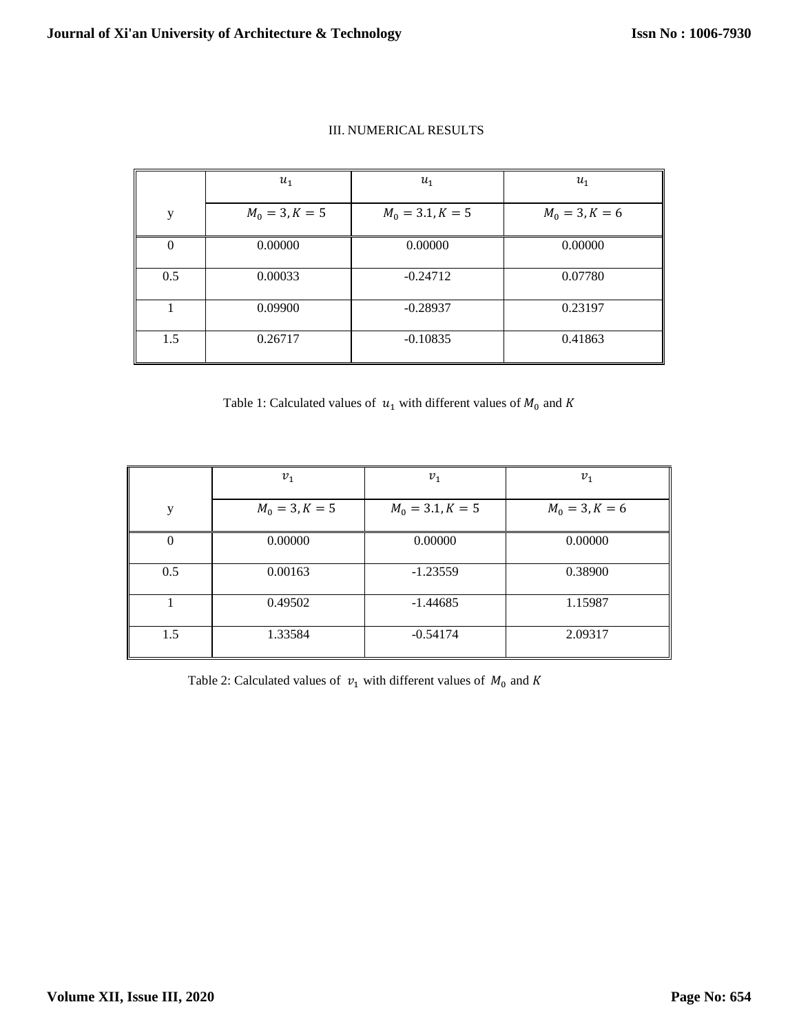## III. NUMERICAL RESULTS

| | $u_1$ | $u_1$ | $u_1$ |
|---|---|---|---|
| y | $M_0 = 3, K = 5$ | $M_0 = 3.1, K = 5$ | $M_0 = 3, K = 6$ |
| 0 | 0.00000 | 0.00000 | 0.00000 |
| 0.5 | 0.00033 | -0.24712 | 0.07780 |
| 1 | 0.09900 | -0.28937 | 0.23197 |
| 1.5 | 0.26717 | -0.10835 | 0.41863 |

Table 1: Calculated values of $u_1$ with different values of $M_0$ and $K$

| | $v_1$ | $v_1$ | $v_1$ |
|---|---|---|---|
| y | $M_0 = 3, K = 5$ | $M_0 = 3.1, K = 5$ | $M_0 = 3, K = 6$ |
| 0 | 0.00000 | 0.00000 | 0.00000 |
| 0.5 | 0.00163 | -1.23559 | 0.38900 |
| 1 | 0.49502 | -1.44685 | 1.15987 |
| 1.5 | 1.33584 | -0.54174 | 2.09317 |

Table 2: Calculated values of $v_1$ with different values of $M_0$ and $K$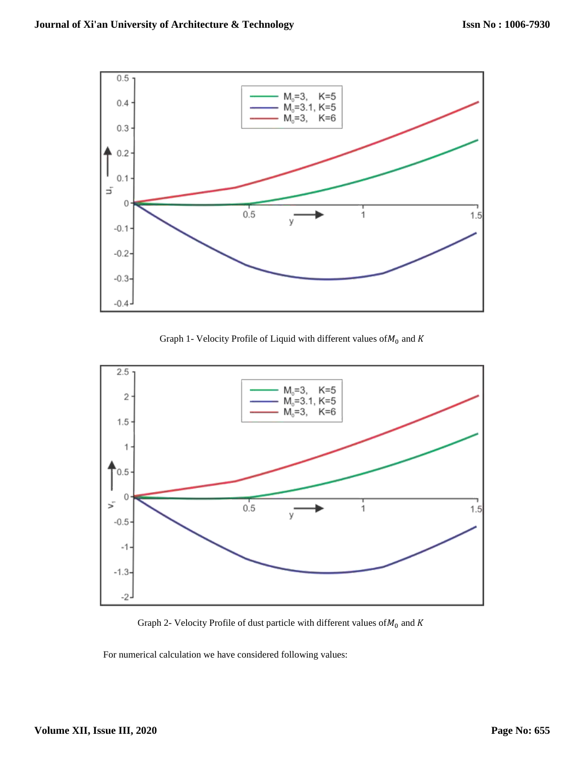Graph 1- Velocity Profile of Liquid with different values of $M_0$ and $K$

Graph 2- Velocity Profile of dust particle with different values of $M_0$ and $K$

For numerical calculation we have considered following values: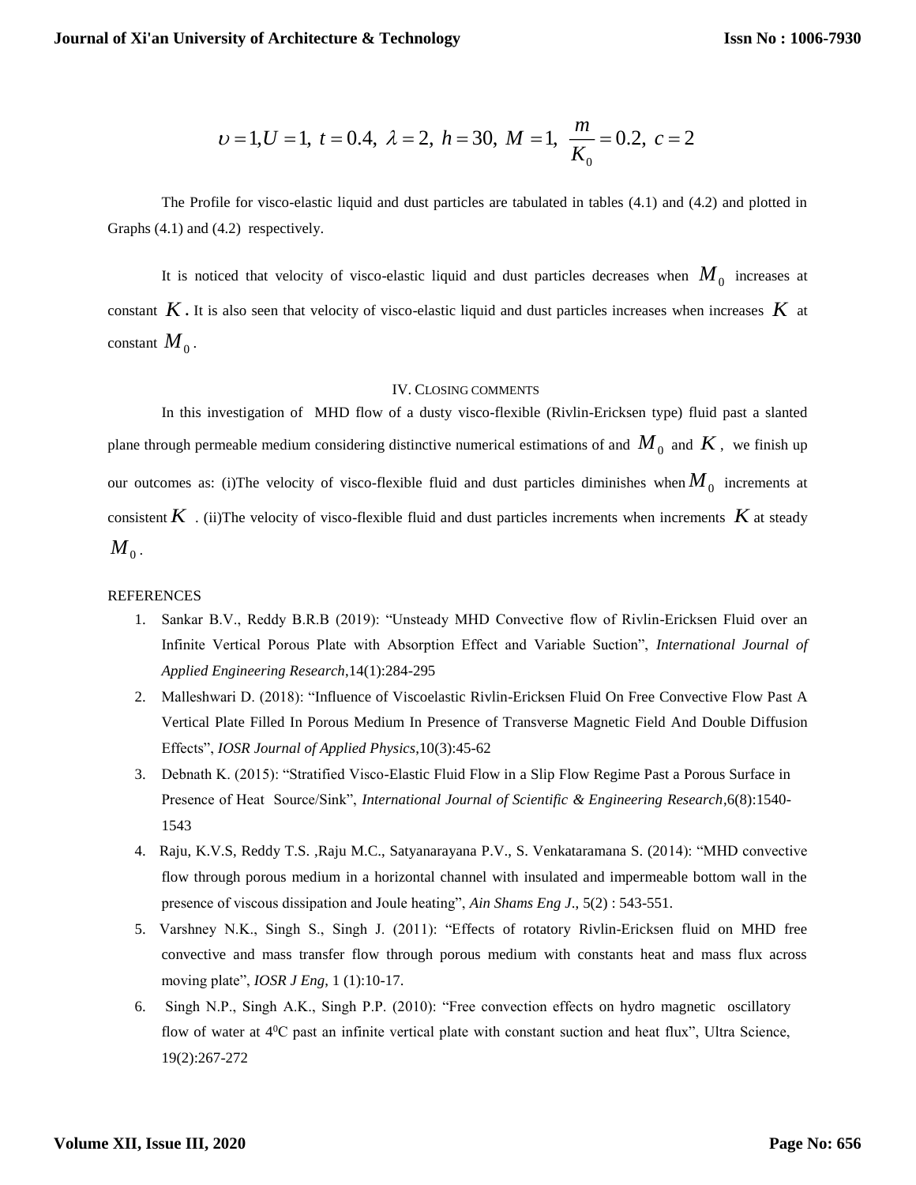$$\upsilon = 1, U = 1,\ t = 0.4,\ \lambda = 2,\ h = 30,\ M = 1,\ \frac{m}{K_0} = 0.2,\ c = 2$$

The Profile for visco-elastic liquid and dust particles are tabulated in tables (4.1) and (4.2) and plotted in Graphs (4.1) and (4.2) respectively.

It is noticed that velocity of visco-elastic liquid and dust particles decreases when $M_0$ increases at constant $K$. It is also seen that velocity of visco-elastic liquid and dust particles increases when increases $K$ at constant $M_0$.

## IV. CLOSING COMMENTS

In this investigation of MHD flow of a dusty visco-flexible (Rivlin-Ericksen type) fluid past a slanted plane through permeable medium considering distinctive numerical estimations of and $M_0$ and $K$, we finish up our outcomes as: (i)The velocity of visco-flexible fluid and dust particles diminishes when $M_0$ increments at consistent $K$. (ii)The velocity of visco-flexible fluid and dust particles increments when increments $K$ at steady $M_0$.

## REFERENCES

1. Sankar B.V., Reddy B.R.B (2019): "Unsteady MHD Convective flow of Rivlin-Ericksen Fluid over an Infinite Vertical Porous Plate with Absorption Effect and Variable Suction", *International Journal of Applied Engineering Research*,14(1):284-295
2. Malleshwari D. (2018): "Influence of Viscoelastic Rivlin-Ericksen Fluid On Free Convective Flow Past A Vertical Plate Filled In Porous Medium In Presence of Transverse Magnetic Field And Double Diffusion Effects", *IOSR Journal of Applied Physics*,10(3):45-62
3. Debnath K. (2015): "Stratified Visco-Elastic Fluid Flow in a Slip Flow Regime Past a Porous Surface in Presence of Heat Source/Sink", *International Journal of Scientific & Engineering Research*,6(8):1540-1543
4. Raju, K.V.S, Reddy T.S. ,Raju M.C., Satyanarayana P.V., S. Venkataramana S. (2014): "MHD convective flow through porous medium in a horizontal channel with insulated and impermeable bottom wall in the presence of viscous dissipation and Joule heating", *Ain Shams Eng J*., 5(2) : 543-551.
5. Varshney N.K., Singh S., Singh J. (2011): "Effects of rotatory Rivlin-Ericksen fluid on MHD free convective and mass transfer flow through porous medium with constants heat and mass flux across moving plate", *IOSR J Eng*, 1 (1):10-17.
6. Singh N.P., Singh A.K., Singh P.P. (2010): "Free convection effects on hydro magnetic oscillatory flow of water at $4^0$C past an infinite vertical plate with constant suction and heat flux", Ultra Science, 19(2):267-272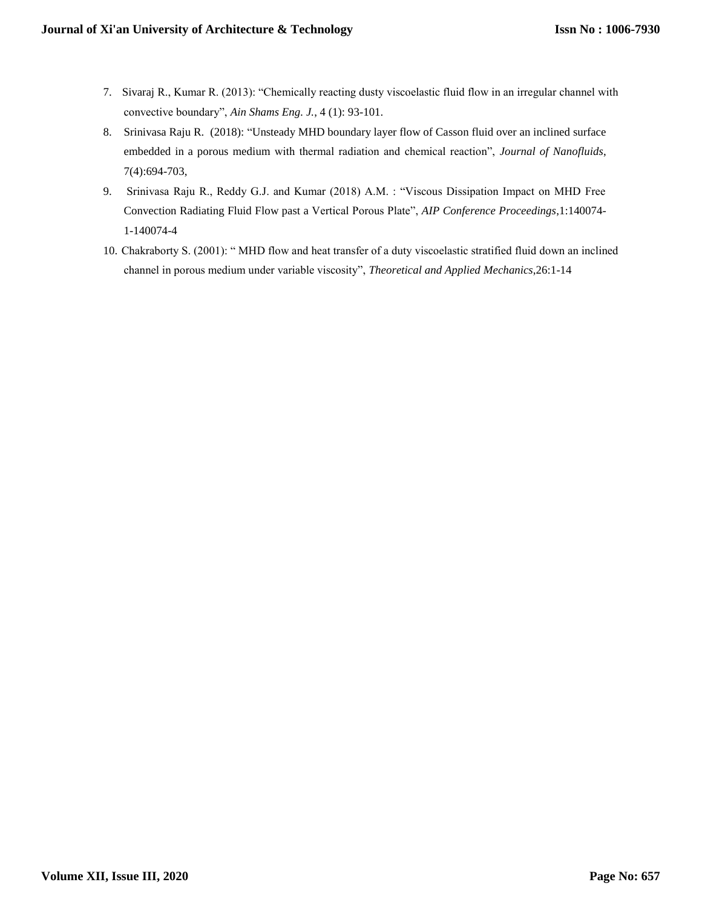7. Sivaraj R., Kumar R. (2013): "Chemically reacting dusty viscoelastic fluid flow in an irregular channel with convective boundary", *Ain Shams Eng. J.*, 4 (1): 93-101.
8. Srinivasa Raju R. (2018): "Unsteady MHD boundary layer flow of Casson fluid over an inclined surface embedded in a porous medium with thermal radiation and chemical reaction", *Journal of Nanofluids*, 7(4):694-703,
9. Srinivasa Raju R., Reddy G.J. and Kumar (2018) A.M. : "Viscous Dissipation Impact on MHD Free Convection Radiating Fluid Flow past a Vertical Porous Plate", *AIP Conference Proceedings*,1:140074-1-140074-4
10. Chakraborty S. (2001): " MHD flow and heat transfer of a duty viscoelastic stratified fluid down an inclined channel in porous medium under variable viscosity", *Theoretical and Applied Mechanics*,26:1-14